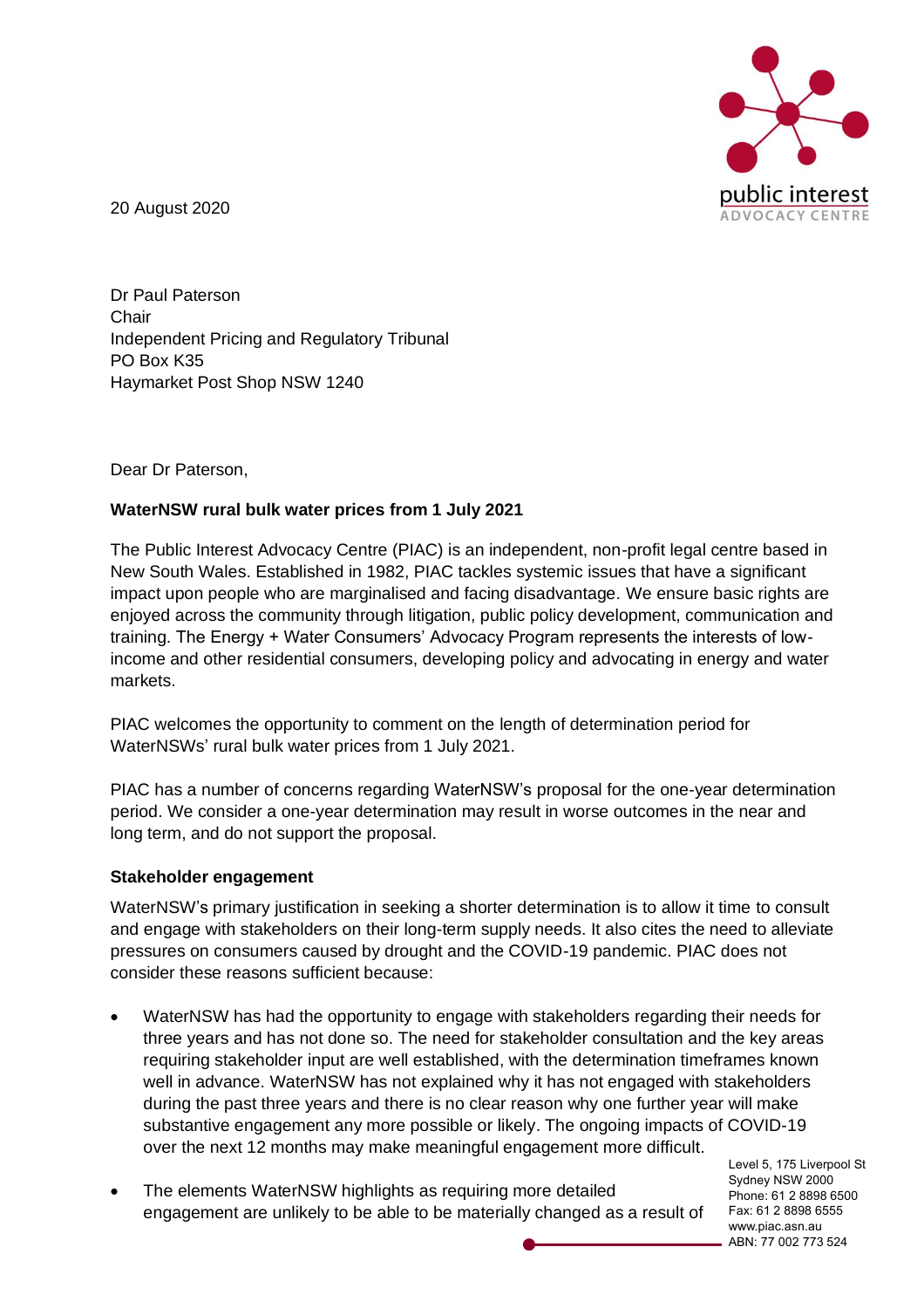20 August 2020

Dr Paul Paterson
Chair
Independent Pricing and Regulatory Tribunal
PO Box K35
Haymarket Post Shop NSW 1240

Dear Dr Paterson,

**WaterNSW rural bulk water prices from 1 July 2021**

The Public Interest Advocacy Centre (PIAC) is an independent, non-profit legal centre based in New South Wales. Established in 1982, PIAC tackles systemic issues that have a significant impact upon people who are marginalised and facing disadvantage. We ensure basic rights are enjoyed across the community through litigation, public policy development, communication and training. The Energy + Water Consumers' Advocacy Program represents the interests of low-income and other residential consumers, developing policy and advocating in energy and water markets.

PIAC welcomes the opportunity to comment on the length of determination period for WaterNSWs' rural bulk water prices from 1 July 2021.

PIAC has a number of concerns regarding WaterNSW's proposal for the one-year determination period. We consider a one-year determination may result in worse outcomes in the near and long term, and do not support the proposal.

**Stakeholder engagement**

WaterNSW's primary justification in seeking a shorter determination is to allow it time to consult and engage with stakeholders on their long-term supply needs. It also cites the need to alleviate pressures on consumers caused by drought and the COVID-19 pandemic. PIAC does not consider these reasons sufficient because:

- WaterNSW has had the opportunity to engage with stakeholders regarding their needs for three years and has not done so. The need for stakeholder consultation and the key areas requiring stakeholder input are well established, with the determination timeframes known well in advance. WaterNSW has not explained why it has not engaged with stakeholders during the past three years and there is no clear reason why one further year will make substantive engagement any more possible or likely. The ongoing impacts of COVID-19 over the next 12 months may make meaningful engagement more difficult.
- The elements WaterNSW highlights as requiring more detailed engagement are unlikely to be able to be materially changed as a result of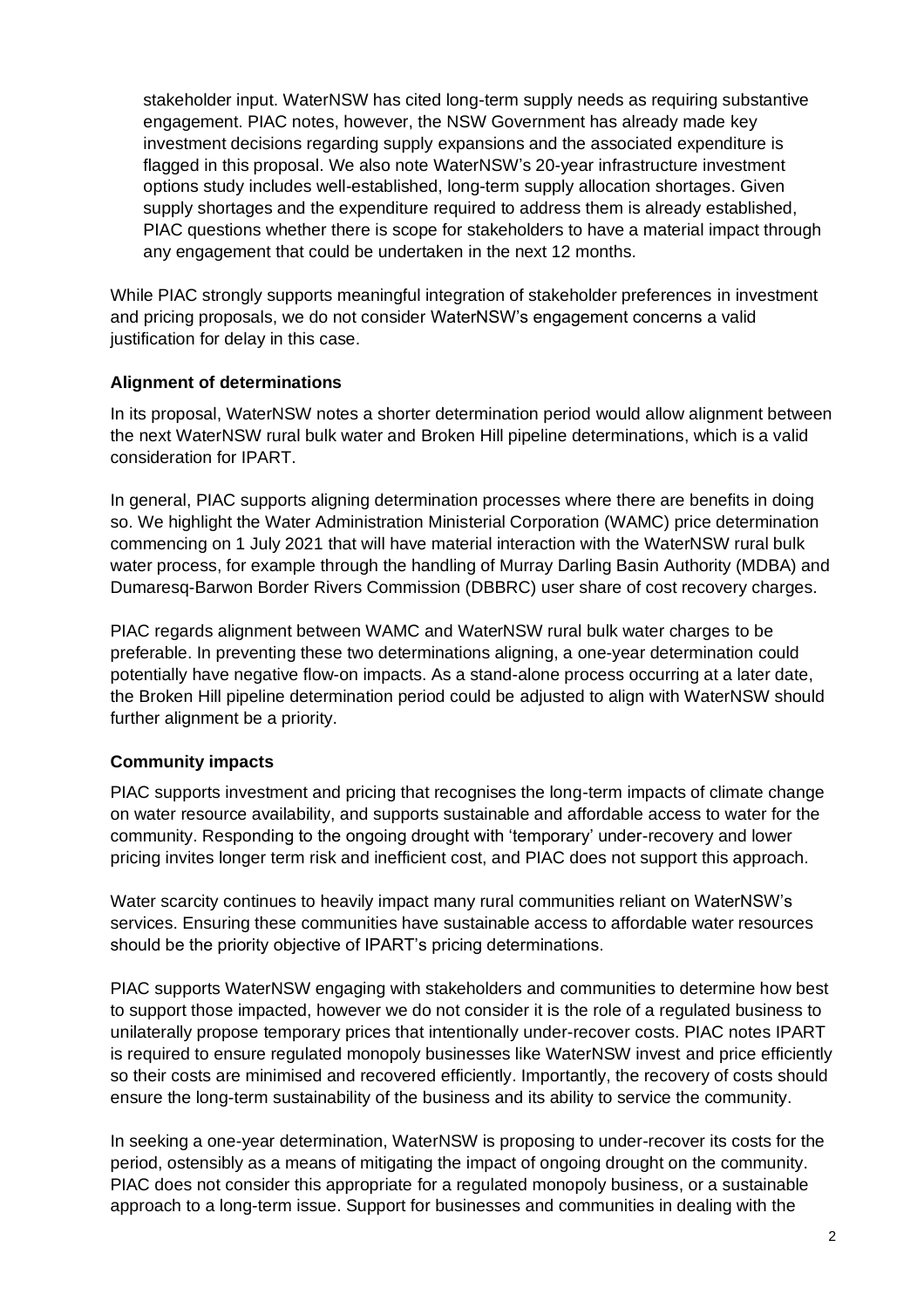stakeholder input. WaterNSW has cited long-term supply needs as requiring substantive engagement. PIAC notes, however, the NSW Government has already made key investment decisions regarding supply expansions and the associated expenditure is flagged in this proposal. We also note WaterNSW's 20-year infrastructure investment options study includes well-established, long-term supply allocation shortages. Given supply shortages and the expenditure required to address them is already established, PIAC questions whether there is scope for stakeholders to have a material impact through any engagement that could be undertaken in the next 12 months.

While PIAC strongly supports meaningful integration of stakeholder preferences in investment and pricing proposals, we do not consider WaterNSW's engagement concerns a valid justification for delay in this case.

**Alignment of determinations**

In its proposal, WaterNSW notes a shorter determination period would allow alignment between the next WaterNSW rural bulk water and Broken Hill pipeline determinations, which is a valid consideration for IPART.

In general, PIAC supports aligning determination processes where there are benefits in doing so. We highlight the Water Administration Ministerial Corporation (WAMC) price determination commencing on 1 July 2021 that will have material interaction with the WaterNSW rural bulk water process, for example through the handling of Murray Darling Basin Authority (MDBA) and Dumaresq-Barwon Border Rivers Commission (DBBRC) user share of cost recovery charges.

PIAC regards alignment between WAMC and WaterNSW rural bulk water charges to be preferable. In preventing these two determinations aligning, a one-year determination could potentially have negative flow-on impacts. As a stand-alone process occurring at a later date, the Broken Hill pipeline determination period could be adjusted to align with WaterNSW should further alignment be a priority.

**Community impacts**

PIAC supports investment and pricing that recognises the long-term impacts of climate change on water resource availability, and supports sustainable and affordable access to water for the community. Responding to the ongoing drought with 'temporary' under-recovery and lower pricing invites longer term risk and inefficient cost, and PIAC does not support this approach.

Water scarcity continues to heavily impact many rural communities reliant on WaterNSW's services. Ensuring these communities have sustainable access to affordable water resources should be the priority objective of IPART's pricing determinations.

PIAC supports WaterNSW engaging with stakeholders and communities to determine how best to support those impacted, however we do not consider it is the role of a regulated business to unilaterally propose temporary prices that intentionally under-recover costs. PIAC notes IPART is required to ensure regulated monopoly businesses like WaterNSW invest and price efficiently so their costs are minimised and recovered efficiently. Importantly, the recovery of costs should ensure the long-term sustainability of the business and its ability to service the community.

In seeking a one-year determination, WaterNSW is proposing to under-recover its costs for the period, ostensibly as a means of mitigating the impact of ongoing drought on the community. PIAC does not consider this appropriate for a regulated monopoly business, or a sustainable approach to a long-term issue. Support for businesses and communities in dealing with the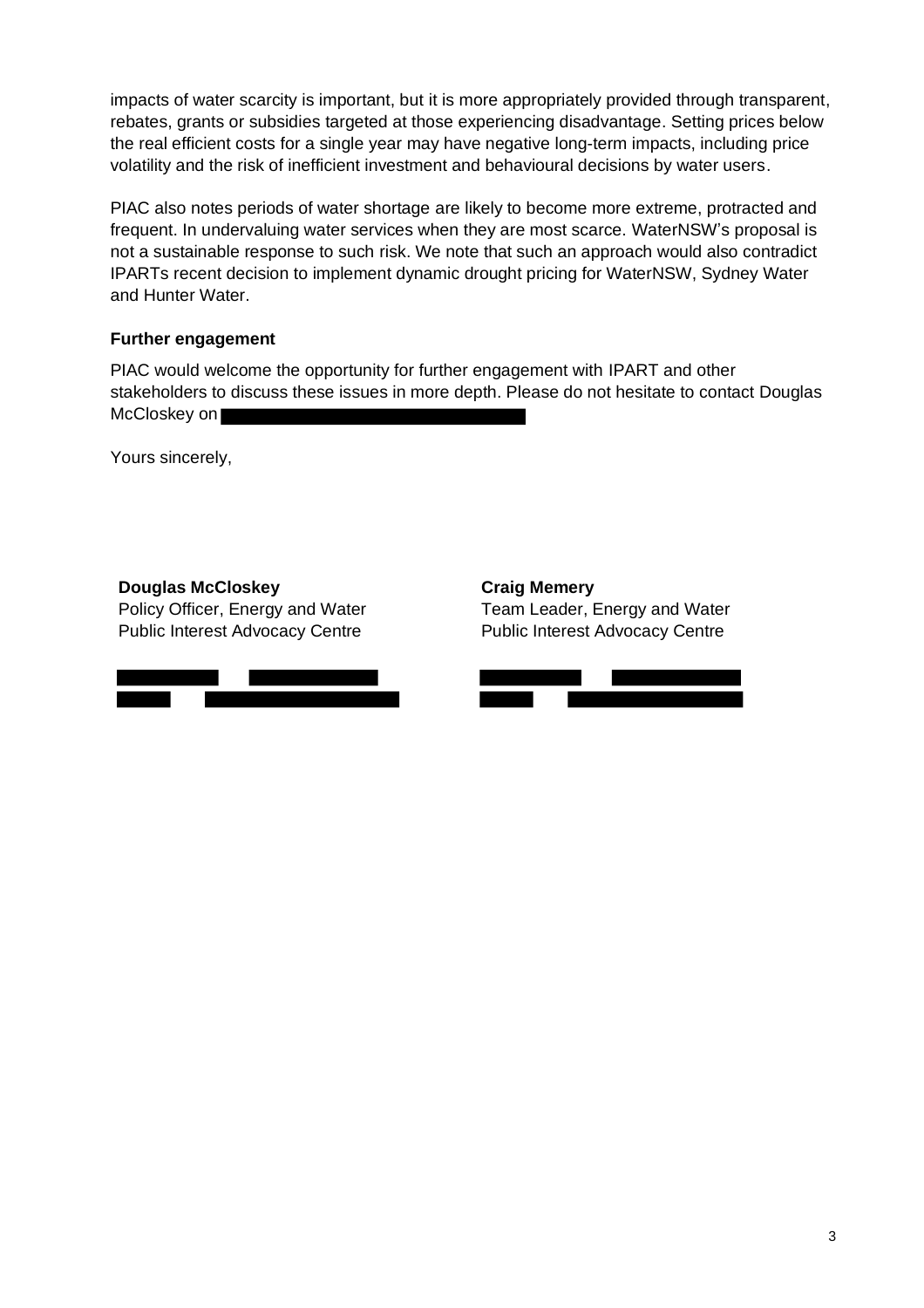impacts of water scarcity is important, but it is more appropriately provided through transparent, rebates, grants or subsidies targeted at those experiencing disadvantage. Setting prices below the real efficient costs for a single year may have negative long-term impacts, including price volatility and the risk of inefficient investment and behavioural decisions by water users.

PIAC also notes periods of water shortage are likely to become more extreme, protracted and frequent. In undervaluing water services when they are most scarce. WaterNSW's proposal is not a sustainable response to such risk. We note that such an approach would also contradict IPARTs recent decision to implement dynamic drought pricing for WaterNSW, Sydney Water and Hunter Water.

**Further engagement**

PIAC would welcome the opportunity for further engagement with IPART and other stakeholders to discuss these issues in more depth. Please do not hesitate to contact Douglas McCloskey on

Yours sincerely,

**Douglas McCloskey**
Policy Officer, Energy and Water
Public Interest Advocacy Centre

**Craig Memery**
Team Leader, Energy and Water
Public Interest Advocacy Centre